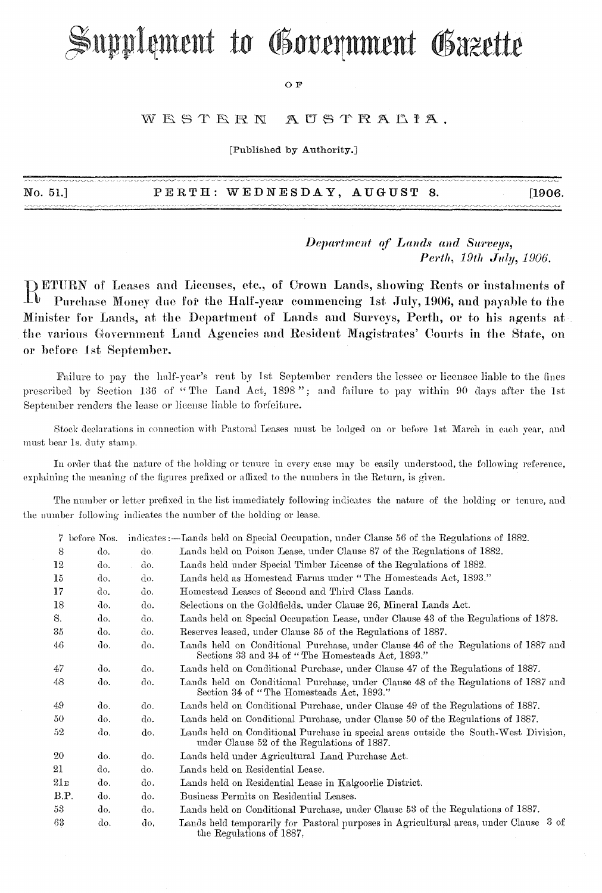# Supplement to Government Gazette

OF

# WESTERN AUSTRALIA.

[Published by Authority.]

No. 51.] PERTH: WEDNESDAY, AUGUST 8. [1906.

*Department of Lands and Surveys,*
*Perth, 19th July, 1906.*

**RETURN of Leases and Licenses, etc., of Crown Lands, showing Rents or instalments of Purchase Money due for the Half-year commencing 1st July, 1906, and payable to the Minister for Lands, at the Department of Lands and Surveys, Perth, or to his agents at the various Government Land Agencies and Resident Magistrates' Courts in the State, on or before 1st September.**

Failure to pay the half-year's rent by 1st September renders the lessee or licensee liable to the fines prescribed by Section 136 of "The Land Act, 1898"; and failure to pay within 90 days after the 1st September renders the lease or license liable to forfeiture.

Stock declarations in connection with Pastoral Leases must be lodged on or before 1st March in each year, and must bear 1s. duty stamp.

In order that the nature of the holding or tenure in every case may be easily understood, the following reference, explaining the meaning of the figures prefixed or affixed to the numbers in the Return, is given.

The number or letter prefixed in the list immediately following indicates the nature of the holding or tenure, and the number following indicates the number of the holding or lease.

| | | | |
|---|---|---|---|
| 7 | before Nos. | indicates:— | Lands held on Special Occupation, under Clause 56 of the Regulations of 1882. |
| 8 | do. | do. | Lands held on Poison Lease, under Clause 87 of the Regulations of 1882. |
| 12 | do. | do. | Lands held under Special Timber License of the Regulations of 1882. |
| 15 | do. | do. | Lands held as Homestead Farms under "The Homesteads Act, 1893." |
| 17 | do. | do. | Homestead Leases of Second and Third Class Lands. |
| 18 | do. | do. | Selections on the Goldfields, under Clause 26, Mineral Lands Act. |
| S. | do. | do. | Lands held on Special Occupation Lease, under Clause 43 of the Regulations of 1878. |
| 35 | do. | do. | Reserves leased, under Clause 35 of the Regulations of 1887. |
| 46 | do. | do. | Lands held on Conditional Purchase, under Clause 46 of the Regulations of 1887 and Sections 33 and 34 of "The Homesteads Act, 1893." |
| 47 | do. | do. | Lands held on Conditional Purchase, under Clause 47 of the Regulations of 1887. |
| 48 | do. | do. | Lands held on Conditional Purchase, under Clause 48 of the Regulations of 1887 and Section 34 of "The Homesteads Act, 1893." |
| 49 | do. | do. | Lands held on Conditional Purchase, under Clause 49 of the Regulations of 1887. |
| 50 | do. | do. | Lands held on Conditional Purchase, under Clause 50 of the Regulations of 1887. |
| 52 | do. | do. | Lands held on Conditional Purchase in special areas outside the South-West Division, under Clause 52 of the Regulations of 1887. |
| 20 | do. | do. | Lands held under Agricultural Land Purchase Act. |
| 21 | do. | do. | Lands held on Residential Lease. |
| 21E | do. | do. | Lands held on Residential Lease in Kalgoorlie District. |
| B.P. | do. | do. | Business Permits on Residential Leases. |
| 53 | do. | do. | Lands held on Conditional Purchase, under Clause 53 of the Regulations of 1887. |
| 63 | do. | do. | Lands held temporarily for Pastoral purposes in Agricultural areas, under Clause 3 of the Regulations of 1887. |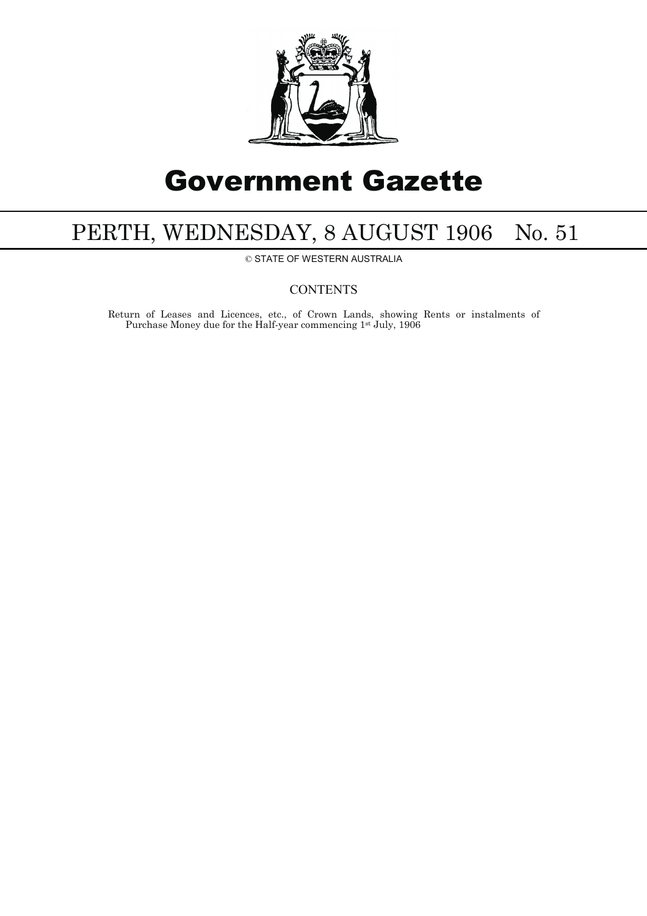# Government Gazette

## PERTH, WEDNESDAY, 8 AUGUST 1906 No. 51

© STATE OF WESTERN AUSTRALIA

CONTENTS

Return of Leases and Licences, etc., of Crown Lands, showing Rents or instalments of Purchase Money due for the Half-year commencing 1st July, 1906